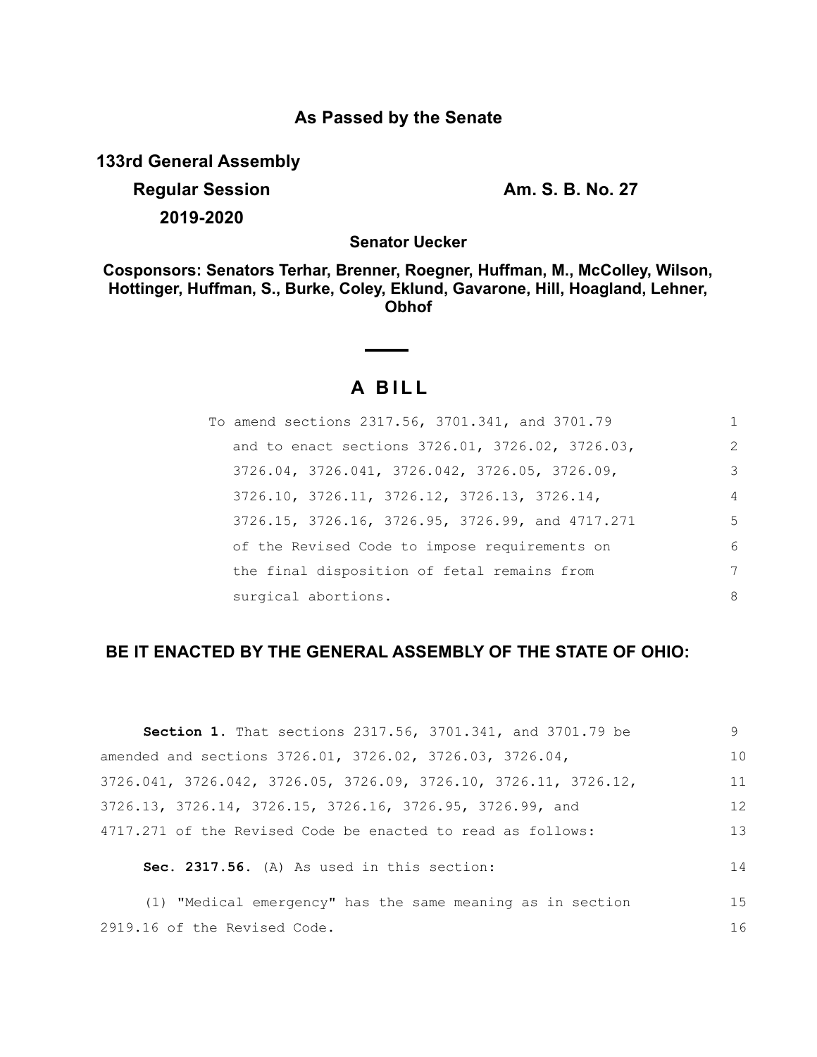# As Passed by the Senate

**133rd General Assembly**

**Regular Session** **Am. S. B. No. 27**

**2019-2020**

**Senator Uecker**

**Cosponsors: Senators Terhar, Brenner, Roegner, Huffman, M., McColley, Wilson, Hottinger, Huffman, S., Burke, Coley, Eklund, Gavarone, Hill, Hoagland, Lehner, Obhof**

## A BILL

To amend sections 2317.56, 3701.341, and 3701.79 and to enact sections 3726.01, 3726.02, 3726.03, 3726.04, 3726.041, 3726.042, 3726.05, 3726.09, 3726.10, 3726.11, 3726.12, 3726.13, 3726.14, 3726.15, 3726.16, 3726.95, 3726.99, and 4717.271 of the Revised Code to impose requirements on the final disposition of fetal remains from surgical abortions.

**BE IT ENACTED BY THE GENERAL ASSEMBLY OF THE STATE OF OHIO:**

**Section 1.** That sections 2317.56, 3701.341, and 3701.79 be amended and sections 3726.01, 3726.02, 3726.03, 3726.04, 3726.041, 3726.042, 3726.05, 3726.09, 3726.10, 3726.11, 3726.12, 3726.13, 3726.14, 3726.15, 3726.16, 3726.95, 3726.99, and 4717.271 of the Revised Code be enacted to read as follows:

**Sec. 2317.56.** (A) As used in this section:

(1) "Medical emergency" has the same meaning as in section 2919.16 of the Revised Code.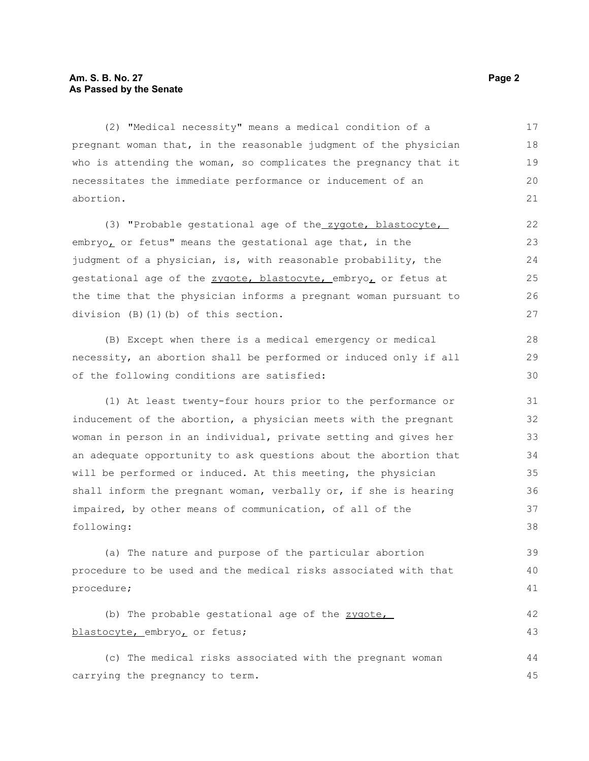(2) "Medical necessity" means a medical condition of a pregnant woman that, in the reasonable judgment of the physician who is attending the woman, so complicates the pregnancy that it necessitates the immediate performance or inducement of an abortion.

(3) "Probable gestational age of the zygote, blastocyte, embryo, or fetus" means the gestational age that, in the judgment of a physician, is, with reasonable probability, the gestational age of the zygote, blastocyte, embryo, or fetus at the time that the physician informs a pregnant woman pursuant to division (B)(1)(b) of this section.

(B) Except when there is a medical emergency or medical necessity, an abortion shall be performed or induced only if all of the following conditions are satisfied:

(1) At least twenty-four hours prior to the performance or inducement of the abortion, a physician meets with the pregnant woman in person in an individual, private setting and gives her an adequate opportunity to ask questions about the abortion that will be performed or induced. At this meeting, the physician shall inform the pregnant woman, verbally or, if she is hearing impaired, by other means of communication, of all of the following:

(a) The nature and purpose of the particular abortion procedure to be used and the medical risks associated with that procedure;

(b) The probable gestational age of the zygote, blastocyte, embryo, or fetus;

(c) The medical risks associated with the pregnant woman carrying the pregnancy to term.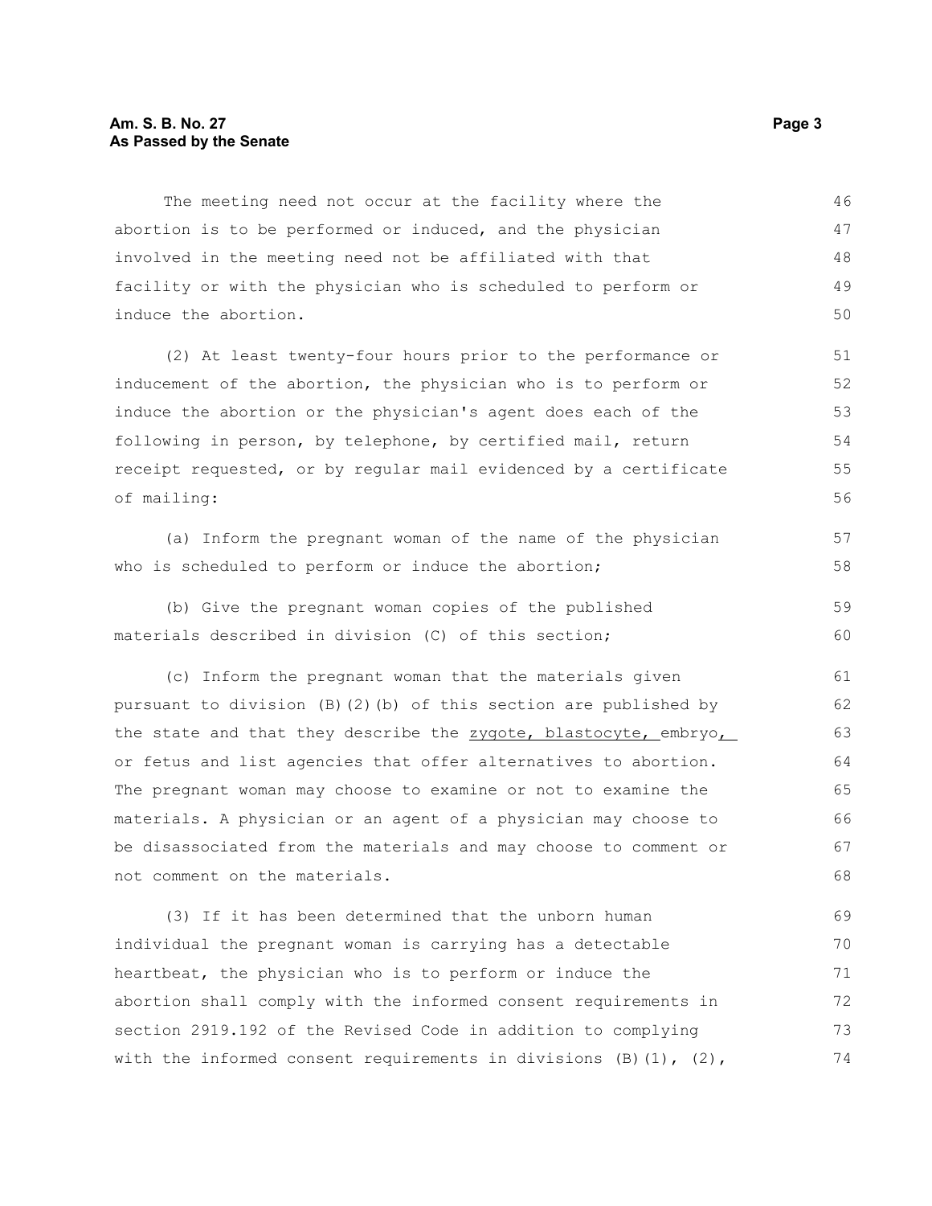The meeting need not occur at the facility where the abortion is to be performed or induced, and the physician involved in the meeting need not be affiliated with that facility or with the physician who is scheduled to perform or induce the abortion.

(2) At least twenty-four hours prior to the performance or inducement of the abortion, the physician who is to perform or induce the abortion or the physician's agent does each of the following in person, by telephone, by certified mail, return receipt requested, or by regular mail evidenced by a certificate of mailing:

(a) Inform the pregnant woman of the name of the physician who is scheduled to perform or induce the abortion;

(b) Give the pregnant woman copies of the published materials described in division (C) of this section;

(c) Inform the pregnant woman that the materials given pursuant to division (B)(2)(b) of this section are published by the state and that they describe the zygote, blastocyte, embryo, or fetus and list agencies that offer alternatives to abortion. The pregnant woman may choose to examine or not to examine the materials. A physician or an agent of a physician may choose to be disassociated from the materials and may choose to comment or not comment on the materials.

(3) If it has been determined that the unborn human individual the pregnant woman is carrying has a detectable heartbeat, the physician who is to perform or induce the abortion shall comply with the informed consent requirements in section 2919.192 of the Revised Code in addition to complying with the informed consent requirements in divisions (B)(1), (2),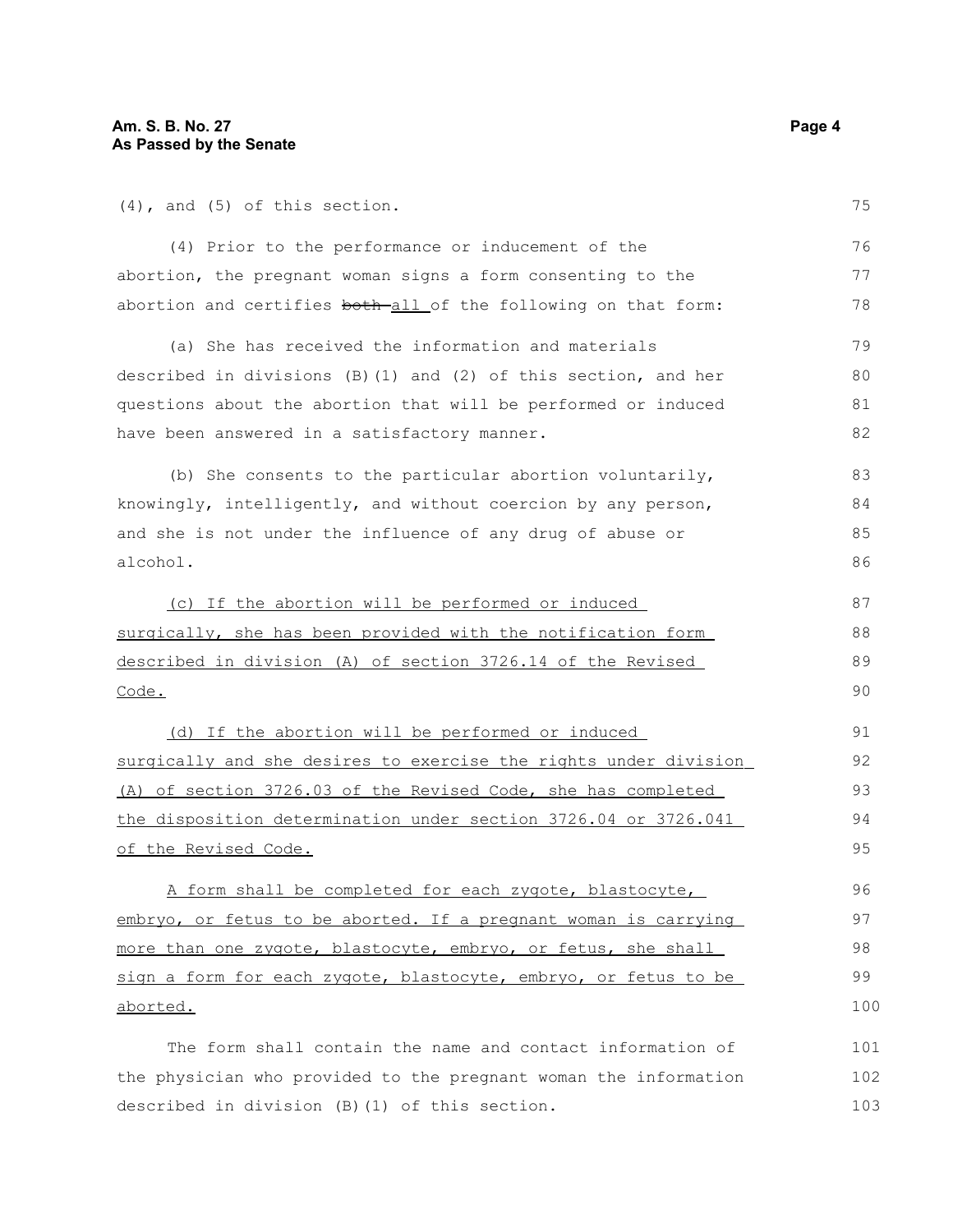(4), and (5) of this section.

(4) Prior to the performance or inducement of the abortion, the pregnant woman signs a form consenting to the abortion and certifies ~~both~~ all of the following on that form:

(a) She has received the information and materials described in divisions (B)(1) and (2) of this section, and her questions about the abortion that will be performed or induced have been answered in a satisfactory manner.

(b) She consents to the particular abortion voluntarily, knowingly, intelligently, and without coercion by any person, and she is not under the influence of any drug of abuse or alcohol.

(c) If the abortion will be performed or induced surgically, she has been provided with the notification form described in division (A) of section 3726.14 of the Revised Code.

(d) If the abortion will be performed or induced surgically and she desires to exercise the rights under division (A) of section 3726.03 of the Revised Code, she has completed the disposition determination under section 3726.04 or 3726.041 of the Revised Code.

A form shall be completed for each zygote, blastocyte, embryo, or fetus to be aborted. If a pregnant woman is carrying more than one zygote, blastocyte, embryo, or fetus, she shall sign a form for each zygote, blastocyte, embryo, or fetus to be aborted.

The form shall contain the name and contact information of the physician who provided to the pregnant woman the information described in division (B)(1) of this section.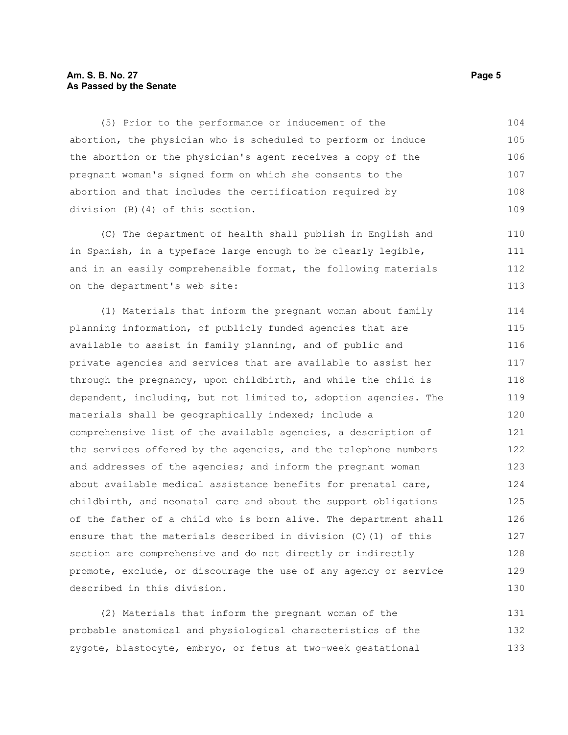(5) Prior to the performance or inducement of the abortion, the physician who is scheduled to perform or induce the abortion or the physician's agent receives a copy of the pregnant woman's signed form on which she consents to the abortion and that includes the certification required by division (B)(4) of this section.

(C) The department of health shall publish in English and in Spanish, in a typeface large enough to be clearly legible, and in an easily comprehensible format, the following materials on the department's web site:

(1) Materials that inform the pregnant woman about family planning information, of publicly funded agencies that are available to assist in family planning, and of public and private agencies and services that are available to assist her through the pregnancy, upon childbirth, and while the child is dependent, including, but not limited to, adoption agencies. The materials shall be geographically indexed; include a comprehensive list of the available agencies, a description of the services offered by the agencies, and the telephone numbers and addresses of the agencies; and inform the pregnant woman about available medical assistance benefits for prenatal care, childbirth, and neonatal care and about the support obligations of the father of a child who is born alive. The department shall ensure that the materials described in division (C)(1) of this section are comprehensive and do not directly or indirectly promote, exclude, or discourage the use of any agency or service described in this division.

(2) Materials that inform the pregnant woman of the probable anatomical and physiological characteristics of the zygote, blastocyte, embryo, or fetus at two-week gestational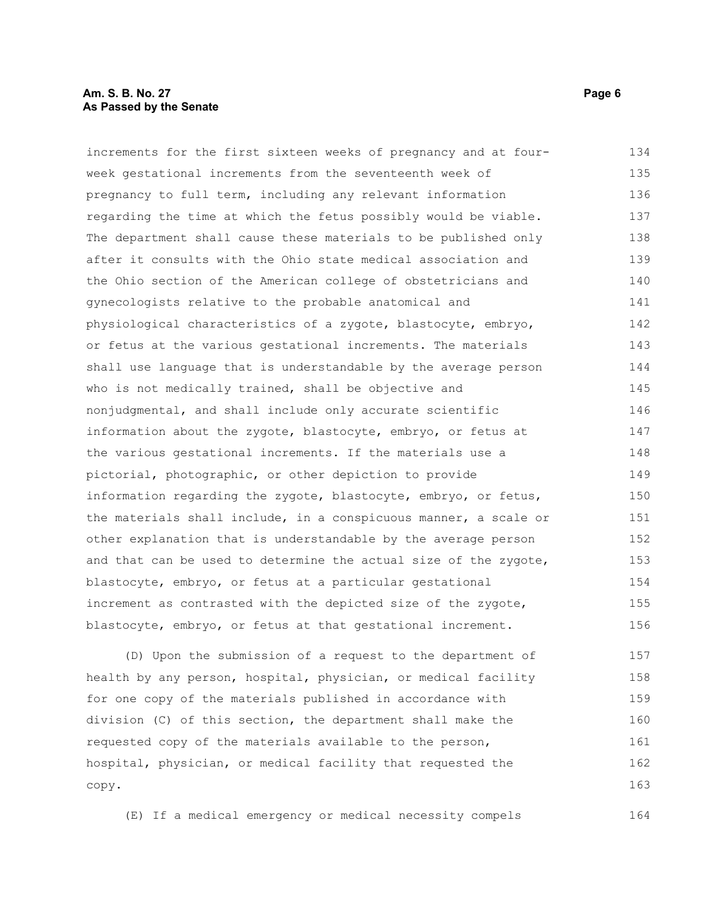increments for the first sixteen weeks of pregnancy and at four-week gestational increments from the seventeenth week of pregnancy to full term, including any relevant information regarding the time at which the fetus possibly would be viable. The department shall cause these materials to be published only after it consults with the Ohio state medical association and the Ohio section of the American college of obstetricians and gynecologists relative to the probable anatomical and physiological characteristics of a zygote, blastocyte, embryo, or fetus at the various gestational increments. The materials shall use language that is understandable by the average person who is not medically trained, shall be objective and nonjudgmental, and shall include only accurate scientific information about the zygote, blastocyte, embryo, or fetus at the various gestational increments. If the materials use a pictorial, photographic, or other depiction to provide information regarding the zygote, blastocyte, embryo, or fetus, the materials shall include, in a conspicuous manner, a scale or other explanation that is understandable by the average person and that can be used to determine the actual size of the zygote, blastocyte, embryo, or fetus at a particular gestational increment as contrasted with the depicted size of the zygote, blastocyte, embryo, or fetus at that gestational increment.

(D) Upon the submission of a request to the department of health by any person, hospital, physician, or medical facility for one copy of the materials published in accordance with division (C) of this section, the department shall make the requested copy of the materials available to the person, hospital, physician, or medical facility that requested the copy.

(E) If a medical emergency or medical necessity compels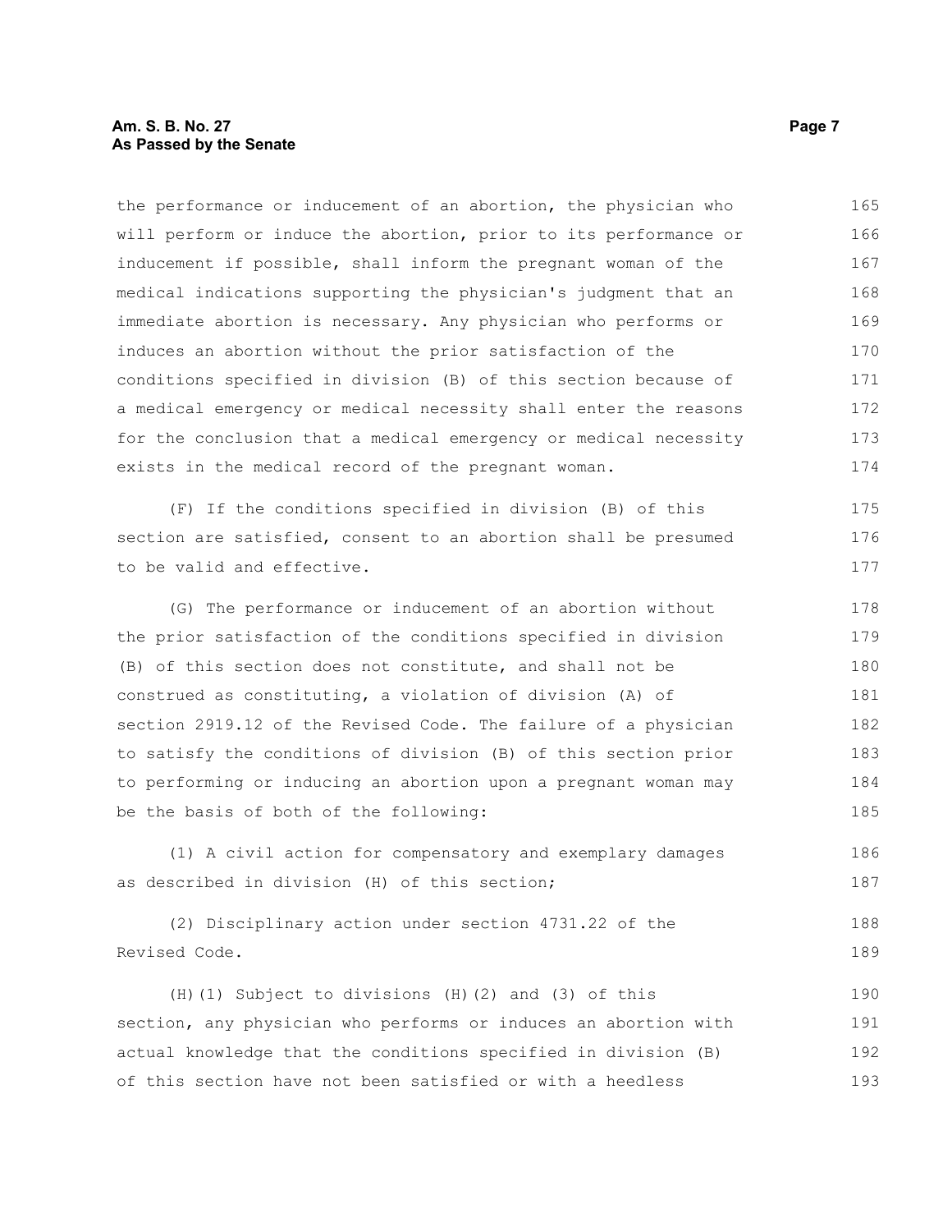the performance or inducement of an abortion, the physician who will perform or induce the abortion, prior to its performance or inducement if possible, shall inform the pregnant woman of the medical indications supporting the physician's judgment that an immediate abortion is necessary. Any physician who performs or induces an abortion without the prior satisfaction of the conditions specified in division (B) of this section because of a medical emergency or medical necessity shall enter the reasons for the conclusion that a medical emergency or medical necessity exists in the medical record of the pregnant woman.

(F) If the conditions specified in division (B) of this section are satisfied, consent to an abortion shall be presumed to be valid and effective.

(G) The performance or inducement of an abortion without the prior satisfaction of the conditions specified in division (B) of this section does not constitute, and shall not be construed as constituting, a violation of division (A) of section 2919.12 of the Revised Code. The failure of a physician to satisfy the conditions of division (B) of this section prior to performing or inducing an abortion upon a pregnant woman may be the basis of both of the following:

(1) A civil action for compensatory and exemplary damages as described in division (H) of this section;

(2) Disciplinary action under section 4731.22 of the Revised Code.

(H)(1) Subject to divisions (H)(2) and (3) of this section, any physician who performs or induces an abortion with actual knowledge that the conditions specified in division (B) of this section have not been satisfied or with a heedless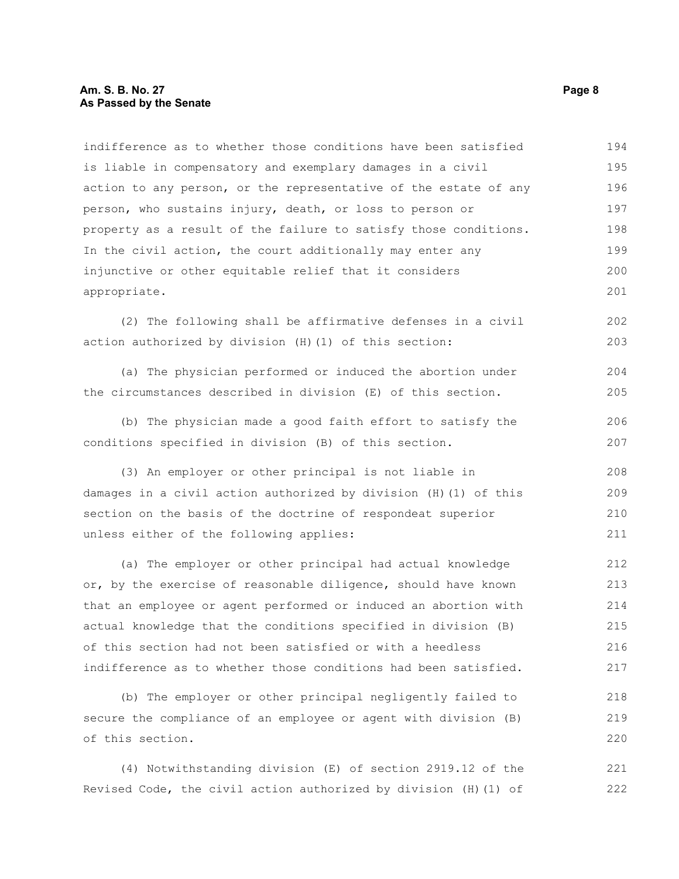indifference as to whether those conditions have been satisfied is liable in compensatory and exemplary damages in a civil action to any person, or the representative of the estate of any person, who sustains injury, death, or loss to person or property as a result of the failure to satisfy those conditions. In the civil action, the court additionally may enter any injunctive or other equitable relief that it considers appropriate.

(2) The following shall be affirmative defenses in a civil action authorized by division (H)(1) of this section:

(a) The physician performed or induced the abortion under the circumstances described in division (E) of this section.

(b) The physician made a good faith effort to satisfy the conditions specified in division (B) of this section.

(3) An employer or other principal is not liable in damages in a civil action authorized by division (H)(1) of this section on the basis of the doctrine of respondeat superior unless either of the following applies:

(a) The employer or other principal had actual knowledge or, by the exercise of reasonable diligence, should have known that an employee or agent performed or induced an abortion with actual knowledge that the conditions specified in division (B) of this section had not been satisfied or with a heedless indifference as to whether those conditions had been satisfied.

(b) The employer or other principal negligently failed to secure the compliance of an employee or agent with division (B) of this section.

(4) Notwithstanding division (E) of section 2919.12 of the Revised Code, the civil action authorized by division (H)(1) of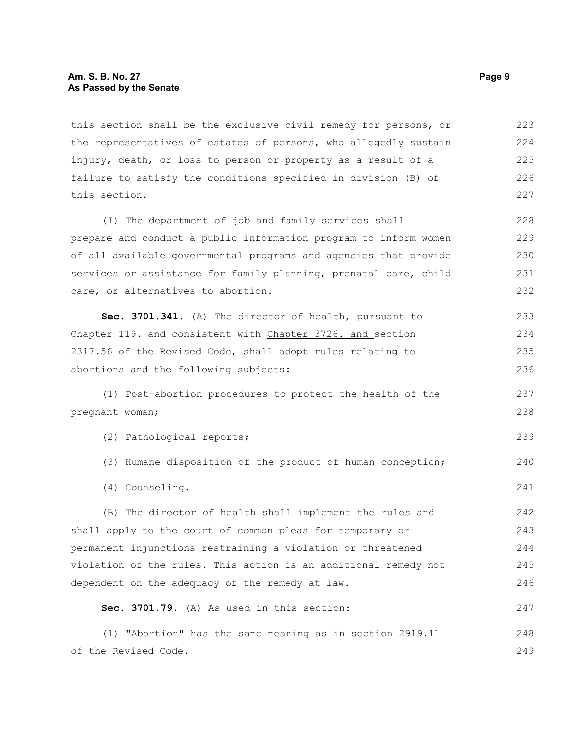this section shall be the exclusive civil remedy for persons, or the representatives of estates of persons, who allegedly sustain injury, death, or loss to person or property as a result of a failure to satisfy the conditions specified in division (B) of this section.

(I) The department of job and family services shall prepare and conduct a public information program to inform women of all available governmental programs and agencies that provide services or assistance for family planning, prenatal care, child care, or alternatives to abortion.

**Sec. 3701.341.** (A) The director of health, pursuant to Chapter 119. and consistent with Chapter 3726. and section 2317.56 of the Revised Code, shall adopt rules relating to abortions and the following subjects:

(1) Post-abortion procedures to protect the health of the pregnant woman;

(2) Pathological reports;

(3) Humane disposition of the product of human conception;

(4) Counseling.

(B) The director of health shall implement the rules and shall apply to the court of common pleas for temporary or permanent injunctions restraining a violation or threatened violation of the rules. This action is an additional remedy not dependent on the adequacy of the remedy at law.

**Sec. 3701.79.** (A) As used in this section:

(1) "Abortion" has the same meaning as in section 2919.11 of the Revised Code.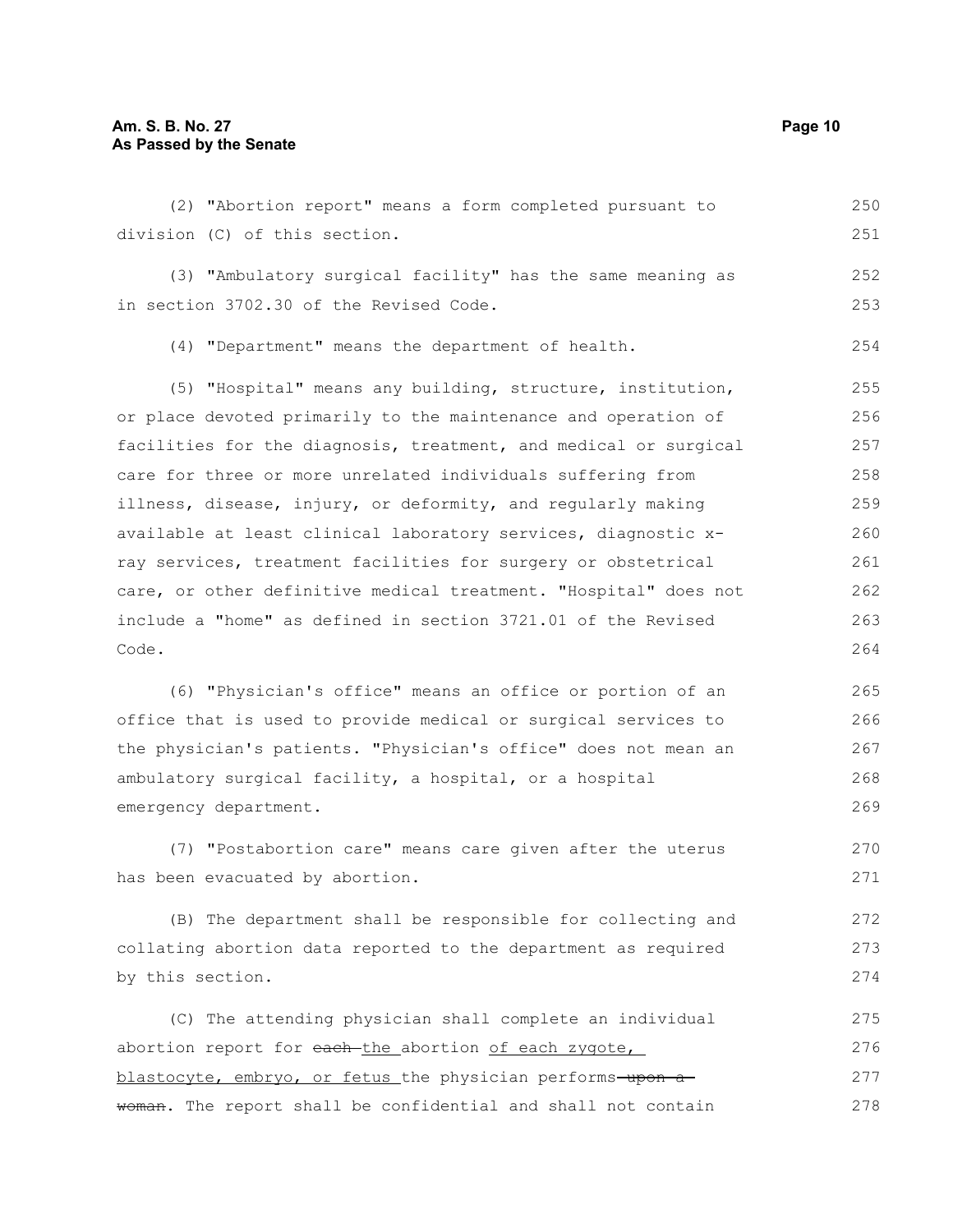(2) "Abortion report" means a form completed pursuant to division (C) of this section.

(3) "Ambulatory surgical facility" has the same meaning as in section 3702.30 of the Revised Code.

(4) "Department" means the department of health.

(5) "Hospital" means any building, structure, institution, or place devoted primarily to the maintenance and operation of facilities for the diagnosis, treatment, and medical or surgical care for three or more unrelated individuals suffering from illness, disease, injury, or deformity, and regularly making available at least clinical laboratory services, diagnostic x-ray services, treatment facilities for surgery or obstetrical care, or other definitive medical treatment. "Hospital" does not include a "home" as defined in section 3721.01 of the Revised Code.

(6) "Physician's office" means an office or portion of an office that is used to provide medical or surgical services to the physician's patients. "Physician's office" does not mean an ambulatory surgical facility, a hospital, or a hospital emergency department.

(7) "Postabortion care" means care given after the uterus has been evacuated by abortion.

(B) The department shall be responsible for collecting and collating abortion data reported to the department as required by this section.

(C) The attending physician shall complete an individual abortion report for ~~each~~ the abortion of each zygote, blastocyte, embryo, or fetus the physician performs ~~upon a woman~~. The report shall be confidential and shall not contain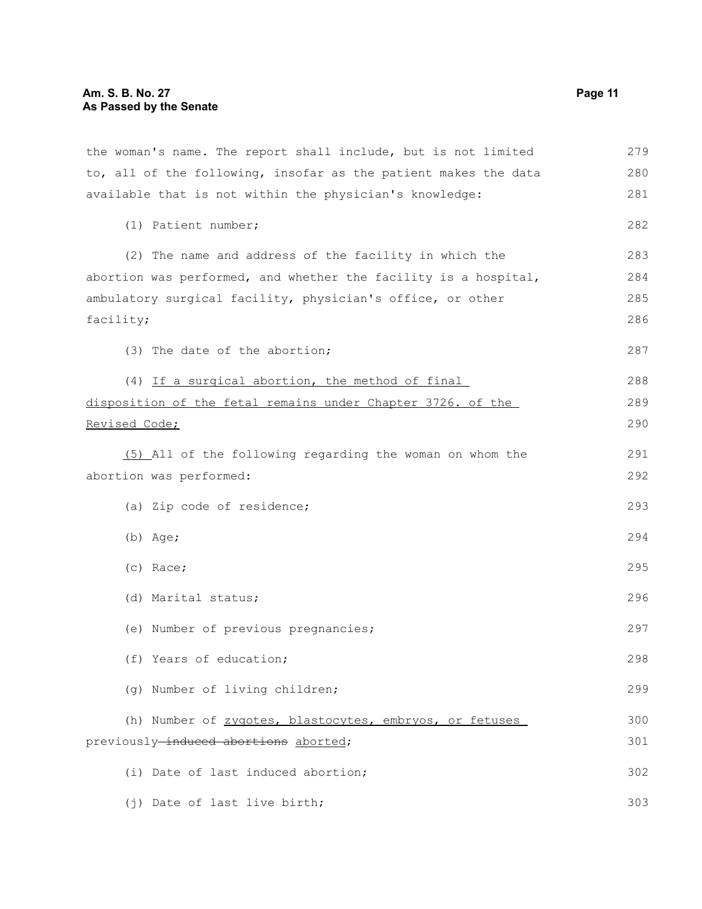the woman's name. The report shall include, but is not limited to, all of the following, insofar as the patient makes the data available that is not within the physician's knowledge:

(1) Patient number;

(2) The name and address of the facility in which the abortion was performed, and whether the facility is a hospital, ambulatory surgical facility, physician's office, or other facility;

(3) The date of the abortion;

(4) <u>If a surgical abortion, the method of final disposition of the fetal remains under Chapter 3726. of the Revised Code;</u>

<u>(5)</u> All of the following regarding the woman on whom the abortion was performed:

(a) Zip code of residence;

(b) Age;

(c) Race;

(d) Marital status;

(e) Number of previous pregnancies;

(f) Years of education;

(g) Number of living children;

(h) Number of <u>zygotes, blastocytes, embryos, or fetuses</u> previously ~~induced abortions~~ <u>aborted</u>;

(i) Date of last induced abortion;

(j) Date of last live birth;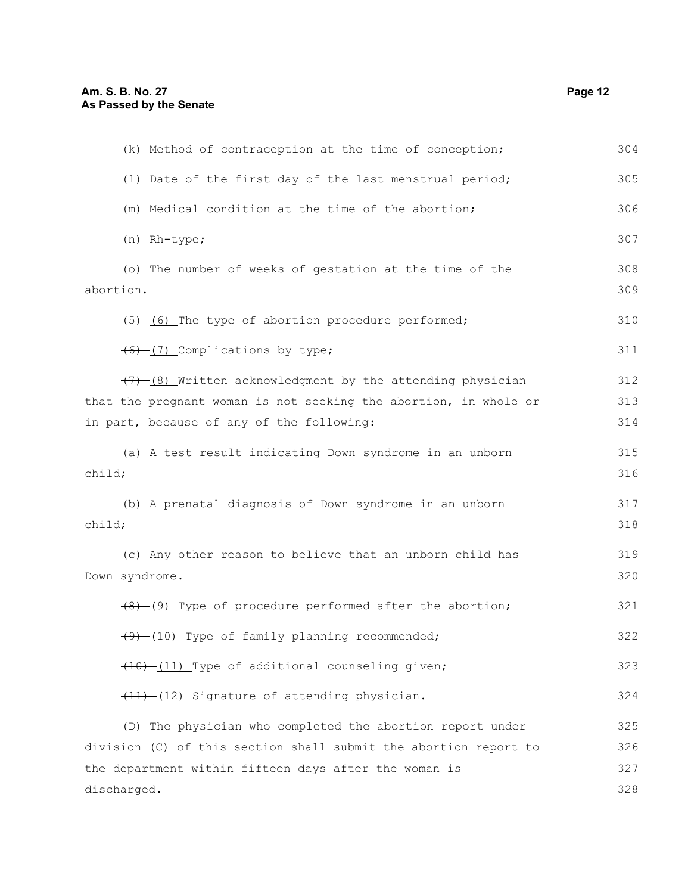(k) Method of contraception at the time of conception;

(l) Date of the first day of the last menstrual period;

(m) Medical condition at the time of the abortion;

(n) Rh-type;

(o) The number of weeks of gestation at the time of the abortion.

~~(5)~~ (6) The type of abortion procedure performed;

~~(6)~~ (7) Complications by type;

~~(7)~~ (8) Written acknowledgment by the attending physician that the pregnant woman is not seeking the abortion, in whole or in part, because of any of the following:

(a) A test result indicating Down syndrome in an unborn child;

(b) A prenatal diagnosis of Down syndrome in an unborn child;

(c) Any other reason to believe that an unborn child has Down syndrome.

~~(8)~~ (9) Type of procedure performed after the abortion;

~~(9)~~ (10) Type of family planning recommended;

~~(10)~~ (11) Type of additional counseling given;

~~(11)~~ (12) Signature of attending physician.

(D) The physician who completed the abortion report under division (C) of this section shall submit the abortion report to the department within fifteen days after the woman is discharged.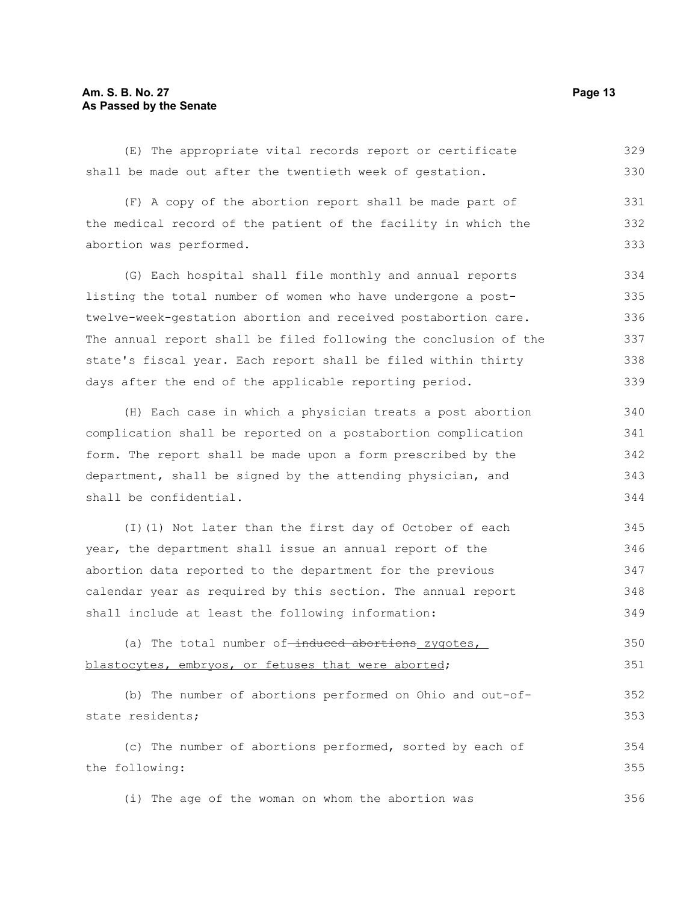(E) The appropriate vital records report or certificate shall be made out after the twentieth week of gestation.

(F) A copy of the abortion report shall be made part of the medical record of the patient of the facility in which the abortion was performed.

(G) Each hospital shall file monthly and annual reports listing the total number of women who have undergone a post-twelve-week-gestation abortion and received postabortion care. The annual report shall be filed following the conclusion of the state's fiscal year. Each report shall be filed within thirty days after the end of the applicable reporting period.

(H) Each case in which a physician treats a post abortion complication shall be reported on a postabortion complication form. The report shall be made upon a form prescribed by the department, shall be signed by the attending physician, and shall be confidential.

(I)(1) Not later than the first day of October of each year, the department shall issue an annual report of the abortion data reported to the department for the previous calendar year as required by this section. The annual report shall include at least the following information:

(a) The total number of ~~induced abortions~~ <u>zygotes, blastocytes, embryos, or fetuses that were aborted</u>;

(b) The number of abortions performed on Ohio and out-of-state residents;

(c) The number of abortions performed, sorted by each of the following:

(i) The age of the woman on whom the abortion was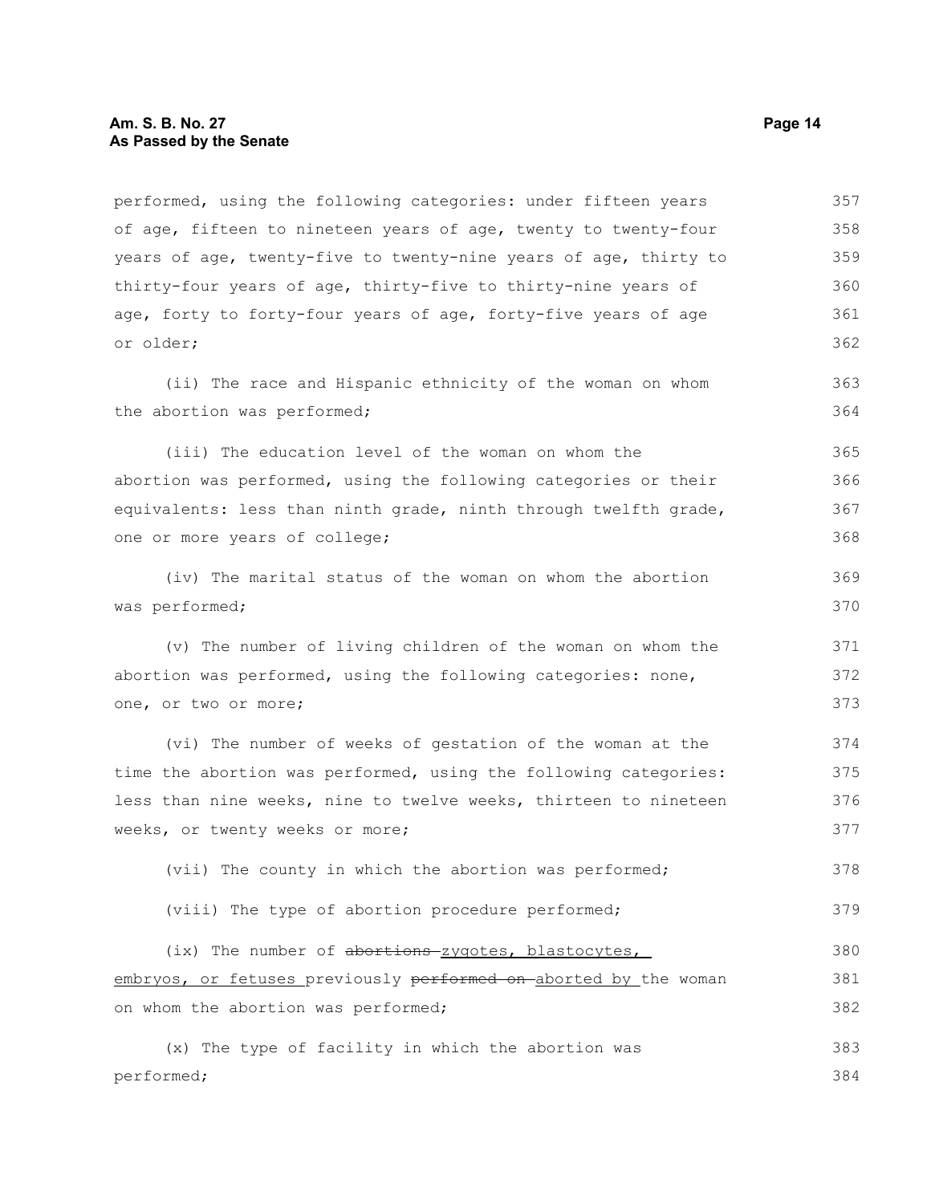performed, using the following categories: under fifteen years of age, fifteen to nineteen years of age, twenty to twenty-four years of age, twenty-five to twenty-nine years of age, thirty to thirty-four years of age, thirty-five to thirty-nine years of age, forty to forty-four years of age, forty-five years of age or older;

(ii) The race and Hispanic ethnicity of the woman on whom the abortion was performed;

(iii) The education level of the woman on whom the abortion was performed, using the following categories or their equivalents: less than ninth grade, ninth through twelfth grade, one or more years of college;

(iv) The marital status of the woman on whom the abortion was performed;

(v) The number of living children of the woman on whom the abortion was performed, using the following categories: none, one, or two or more;

(vi) The number of weeks of gestation of the woman at the time the abortion was performed, using the following categories: less than nine weeks, nine to twelve weeks, thirteen to nineteen weeks, or twenty weeks or more;

(vii) The county in which the abortion was performed;

(viii) The type of abortion procedure performed;

(ix) The number of ~~abortions~~ zygotes, blastocytes, embryos, or fetuses previously ~~performed on~~ aborted by the woman on whom the abortion was performed;

(x) The type of facility in which the abortion was performed;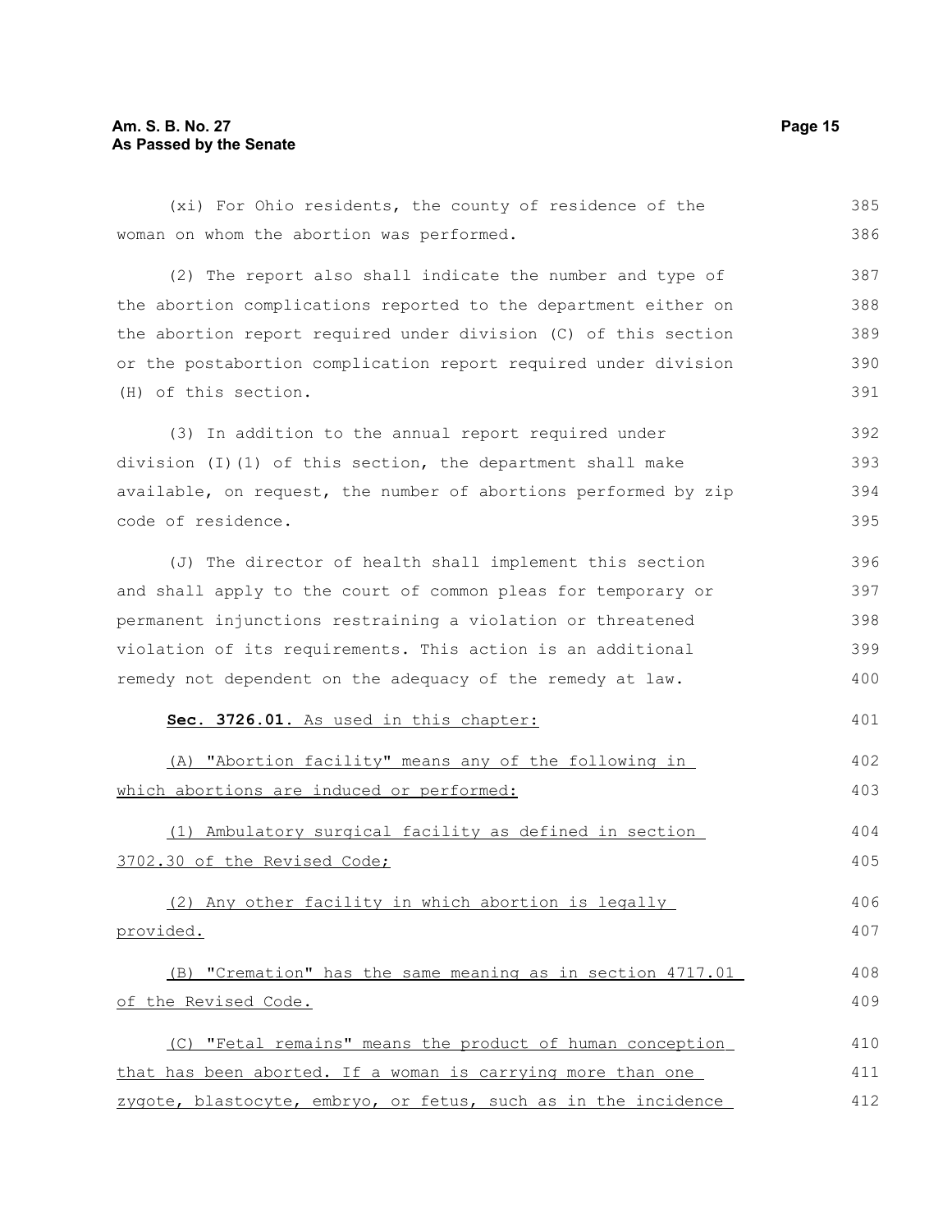(xi) For Ohio residents, the county of residence of the woman on whom the abortion was performed.

(2) The report also shall indicate the number and type of the abortion complications reported to the department either on the abortion report required under division (C) of this section or the postabortion complication report required under division (H) of this section.

(3) In addition to the annual report required under division (I)(1) of this section, the department shall make available, on request, the number of abortions performed by zip code of residence.

(J) The director of health shall implement this section and shall apply to the court of common pleas for temporary or permanent injunctions restraining a violation or threatened violation of its requirements. This action is an additional remedy not dependent on the adequacy of the remedy at law.

**Sec. 3726.01.** As used in this chapter:

(A) "Abortion facility" means any of the following in which abortions are induced or performed:

(1) Ambulatory surgical facility as defined in section 3702.30 of the Revised Code;

(2) Any other facility in which abortion is legally provided.

(B) "Cremation" has the same meaning as in section 4717.01 of the Revised Code.

(C) "Fetal remains" means the product of human conception that has been aborted. If a woman is carrying more than one zygote, blastocyte, embryo, or fetus, such as in the incidence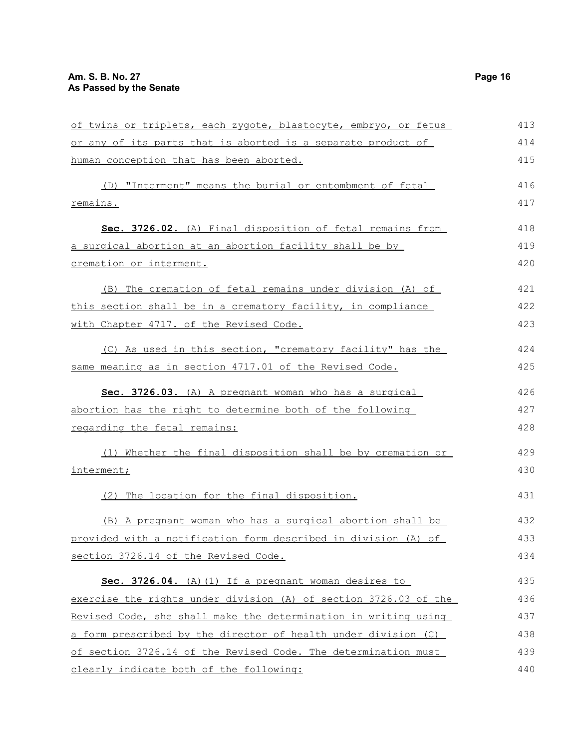of twins or triplets, each zygote, blastocyte, embryo, or fetus or any of its parts that is aborted is a separate product of human conception that has been aborted.

(D) "Interment" means the burial or entombment of fetal remains.

**Sec. 3726.02.** (A) Final disposition of fetal remains from a surgical abortion at an abortion facility shall be by cremation or interment.

(B) The cremation of fetal remains under division (A) of this section shall be in a crematory facility, in compliance with Chapter 4717. of the Revised Code.

(C) As used in this section, "crematory facility" has the same meaning as in section 4717.01 of the Revised Code.

**Sec. 3726.03.** (A) A pregnant woman who has a surgical abortion has the right to determine both of the following regarding the fetal remains:

(1) Whether the final disposition shall be by cremation or interment;

(2) The location for the final disposition.

(B) A pregnant woman who has a surgical abortion shall be provided with a notification form described in division (A) of section 3726.14 of the Revised Code.

**Sec. 3726.04.** (A)(1) If a pregnant woman desires to exercise the rights under division (A) of section 3726.03 of the Revised Code, she shall make the determination in writing using a form prescribed by the director of health under division (C) of section 3726.14 of the Revised Code. The determination must clearly indicate both of the following: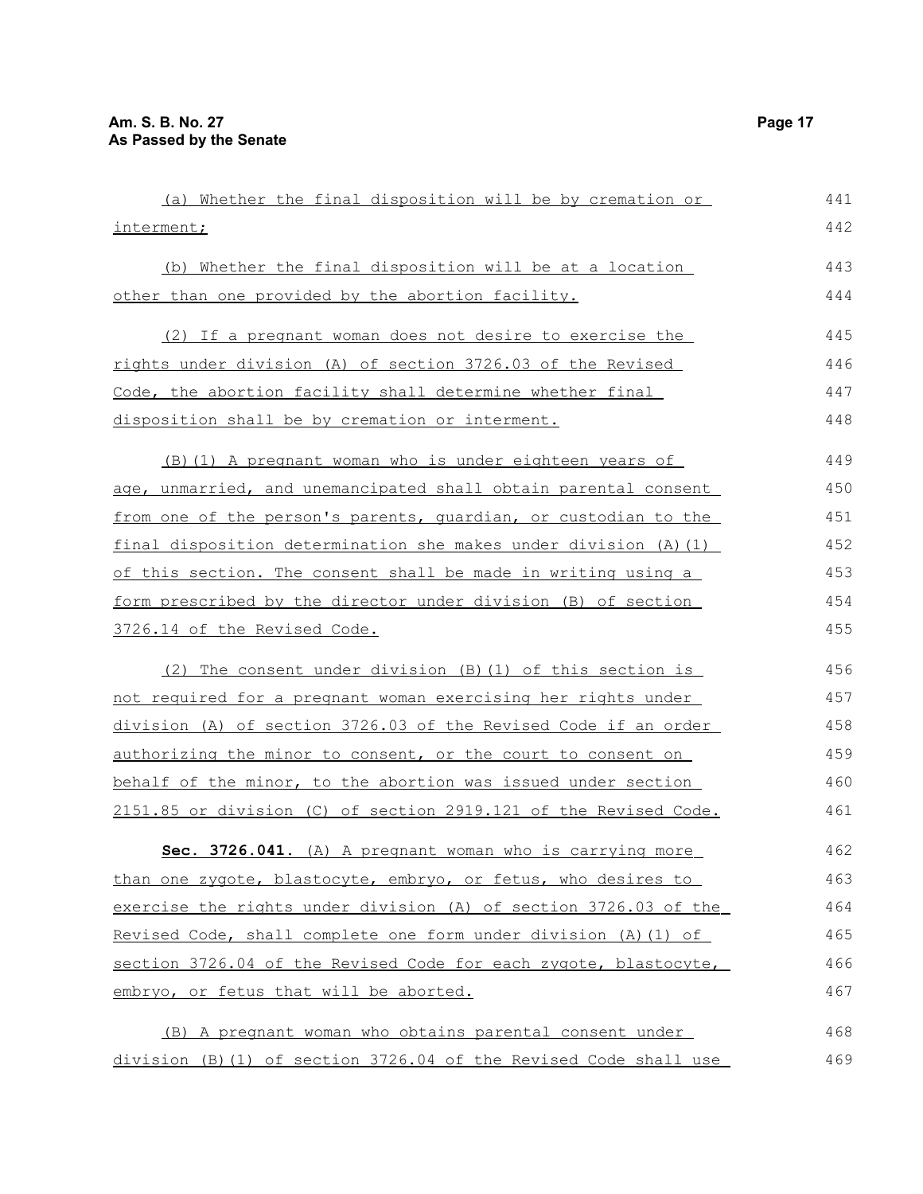(a) Whether the final disposition will be by cremation or interment;

(b) Whether the final disposition will be at a location other than one provided by the abortion facility.

(2) If a pregnant woman does not desire to exercise the rights under division (A) of section 3726.03 of the Revised Code, the abortion facility shall determine whether final disposition shall be by cremation or interment.

(B)(1) A pregnant woman who is under eighteen years of age, unmarried, and unemancipated shall obtain parental consent from one of the person's parents, guardian, or custodian to the final disposition determination she makes under division (A)(1) of this section. The consent shall be made in writing using a form prescribed by the director under division (B) of section 3726.14 of the Revised Code.

(2) The consent under division (B)(1) of this section is not required for a pregnant woman exercising her rights under division (A) of section 3726.03 of the Revised Code if an order authorizing the minor to consent, or the court to consent on behalf of the minor, to the abortion was issued under section 2151.85 or division (C) of section 2919.121 of the Revised Code.

**Sec. 3726.041.** (A) A pregnant woman who is carrying more than one zygote, blastocyte, embryo, or fetus, who desires to exercise the rights under division (A) of section 3726.03 of the Revised Code, shall complete one form under division (A)(1) of section 3726.04 of the Revised Code for each zygote, blastocyte, embryo, or fetus that will be aborted.

(B) A pregnant woman who obtains parental consent under division (B)(1) of section 3726.04 of the Revised Code shall use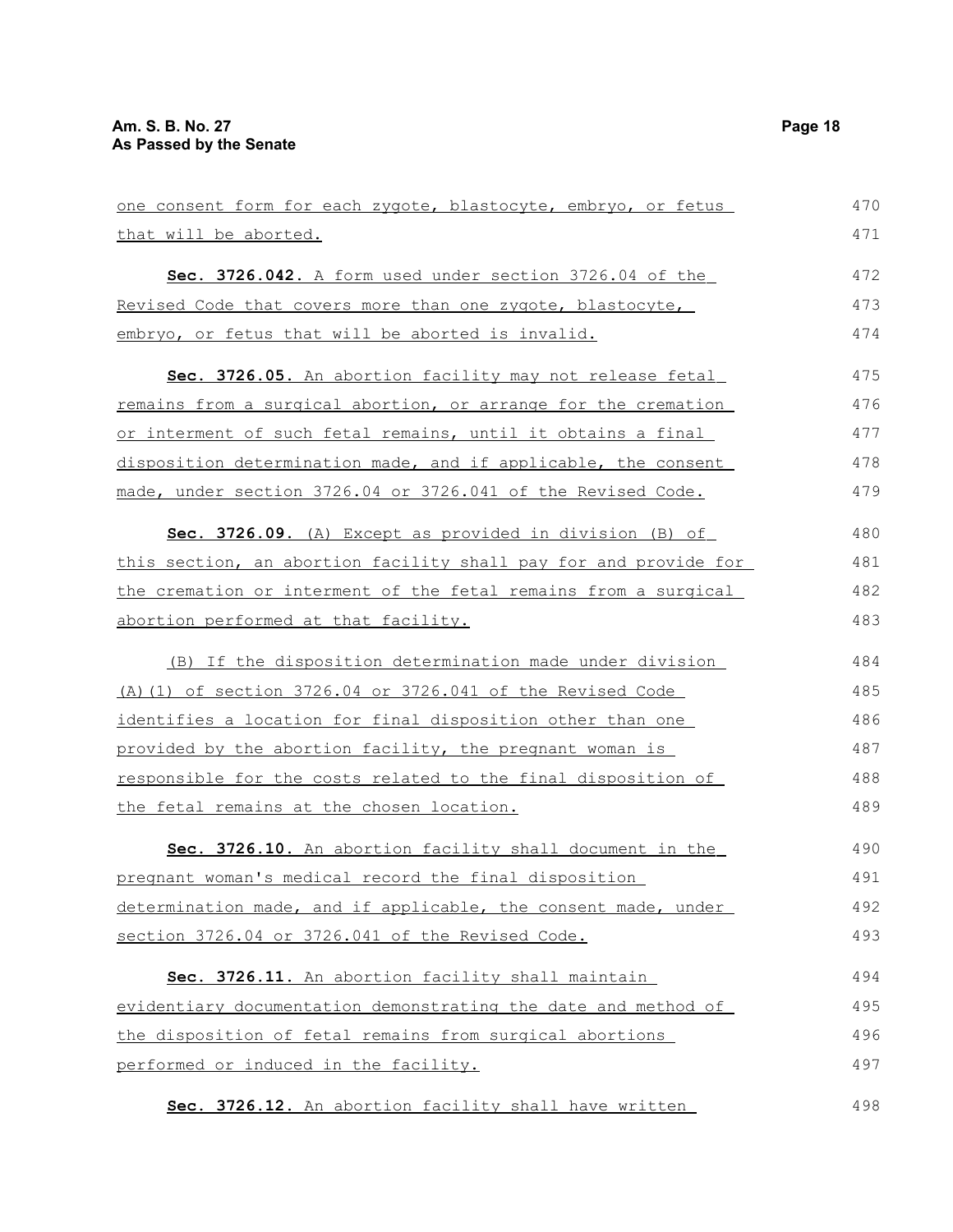one consent form for each zygote, blastocyte, embryo, or fetus that will be aborted.

**Sec. 3726.042.** A form used under section 3726.04 of the Revised Code that covers more than one zygote, blastocyte, embryo, or fetus that will be aborted is invalid.

**Sec. 3726.05.** An abortion facility may not release fetal remains from a surgical abortion, or arrange for the cremation or interment of such fetal remains, until it obtains a final disposition determination made, and if applicable, the consent made, under section 3726.04 or 3726.041 of the Revised Code.

**Sec. 3726.09.** (A) Except as provided in division (B) of this section, an abortion facility shall pay for and provide for the cremation or interment of the fetal remains from a surgical abortion performed at that facility.

(B) If the disposition determination made under division (A)(1) of section 3726.04 or 3726.041 of the Revised Code identifies a location for final disposition other than one provided by the abortion facility, the pregnant woman is responsible for the costs related to the final disposition of the fetal remains at the chosen location.

**Sec. 3726.10.** An abortion facility shall document in the pregnant woman's medical record the final disposition determination made, and if applicable, the consent made, under section 3726.04 or 3726.041 of the Revised Code.

**Sec. 3726.11.** An abortion facility shall maintain evidentiary documentation demonstrating the date and method of the disposition of fetal remains from surgical abortions performed or induced in the facility.

**Sec. 3726.12.** An abortion facility shall have written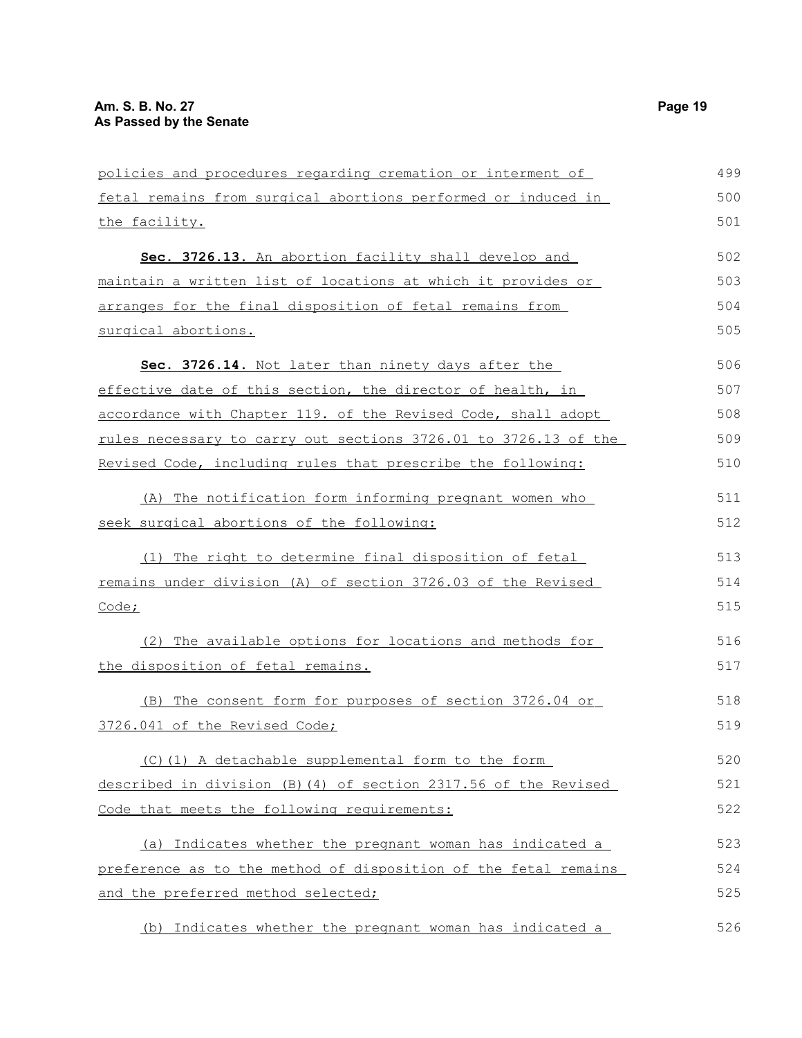policies and procedures regarding cremation or interment of fetal remains from surgical abortions performed or induced in the facility.

**Sec. 3726.13.** An abortion facility shall develop and maintain a written list of locations at which it provides or arranges for the final disposition of fetal remains from surgical abortions.

**Sec. 3726.14.** Not later than ninety days after the effective date of this section, the director of health, in accordance with Chapter 119. of the Revised Code, shall adopt rules necessary to carry out sections 3726.01 to 3726.13 of the Revised Code, including rules that prescribe the following:

(A) The notification form informing pregnant women who seek surgical abortions of the following:

(1) The right to determine final disposition of fetal remains under division (A) of section 3726.03 of the Revised Code;

(2) The available options for locations and methods for the disposition of fetal remains.

(B) The consent form for purposes of section 3726.04 or 3726.041 of the Revised Code;

(C)(1) A detachable supplemental form to the form described in division (B)(4) of section 2317.56 of the Revised Code that meets the following requirements:

(a) Indicates whether the pregnant woman has indicated a preference as to the method of disposition of the fetal remains and the preferred method selected;

(b) Indicates whether the pregnant woman has indicated a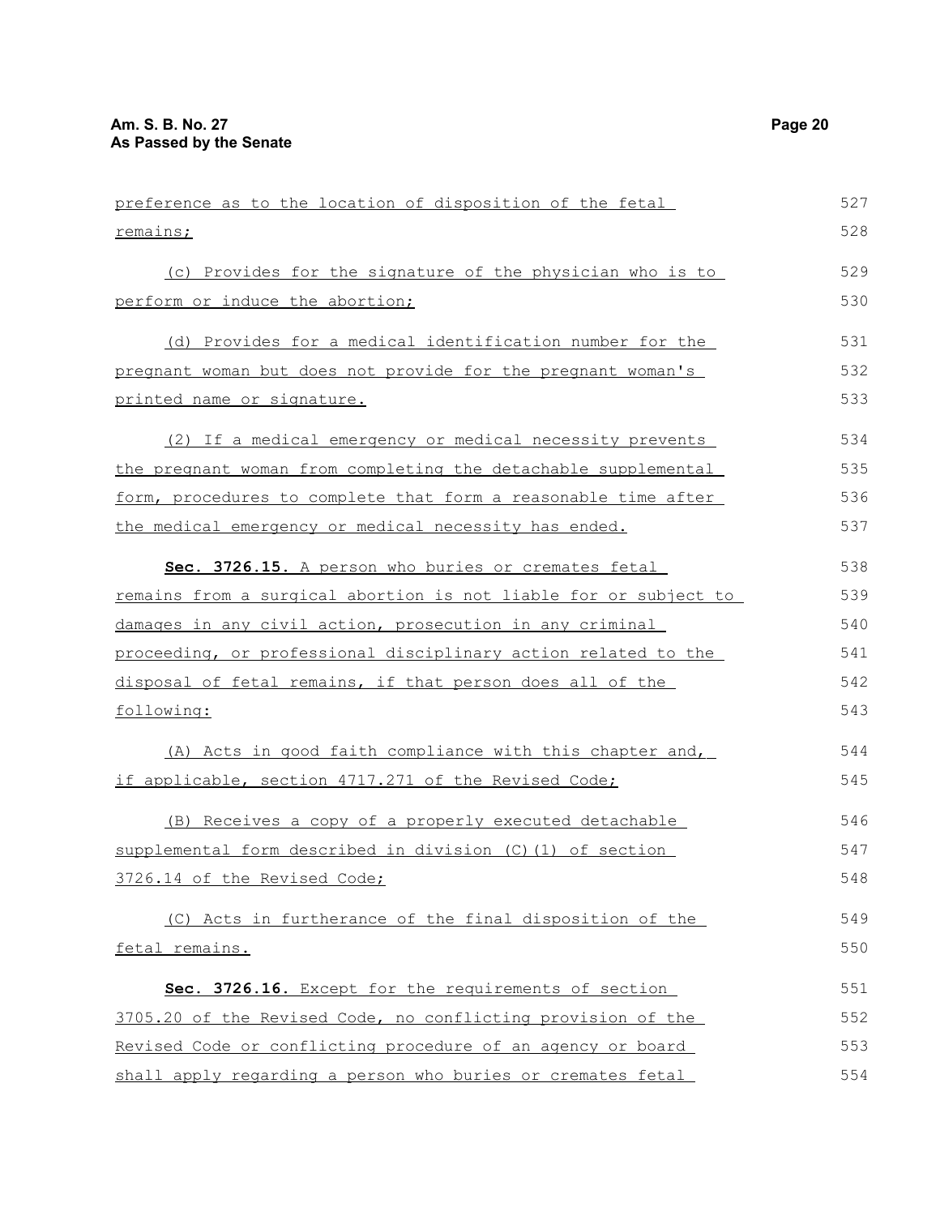preference as to the location of disposition of the fetal remains;

(c) Provides for the signature of the physician who is to perform or induce the abortion;

(d) Provides for a medical identification number for the pregnant woman but does not provide for the pregnant woman's printed name or signature.

(2) If a medical emergency or medical necessity prevents the pregnant woman from completing the detachable supplemental form, procedures to complete that form a reasonable time after the medical emergency or medical necessity has ended.

**Sec. 3726.15.** A person who buries or cremates fetal remains from a surgical abortion is not liable for or subject to damages in any civil action, prosecution in any criminal proceeding, or professional disciplinary action related to the disposal of fetal remains, if that person does all of the following:

(A) Acts in good faith compliance with this chapter and, if applicable, section 4717.271 of the Revised Code;

(B) Receives a copy of a properly executed detachable supplemental form described in division (C)(1) of section 3726.14 of the Revised Code;

(C) Acts in furtherance of the final disposition of the fetal remains.

**Sec. 3726.16.** Except for the requirements of section 3705.20 of the Revised Code, no conflicting provision of the Revised Code or conflicting procedure of an agency or board shall apply regarding a person who buries or cremates fetal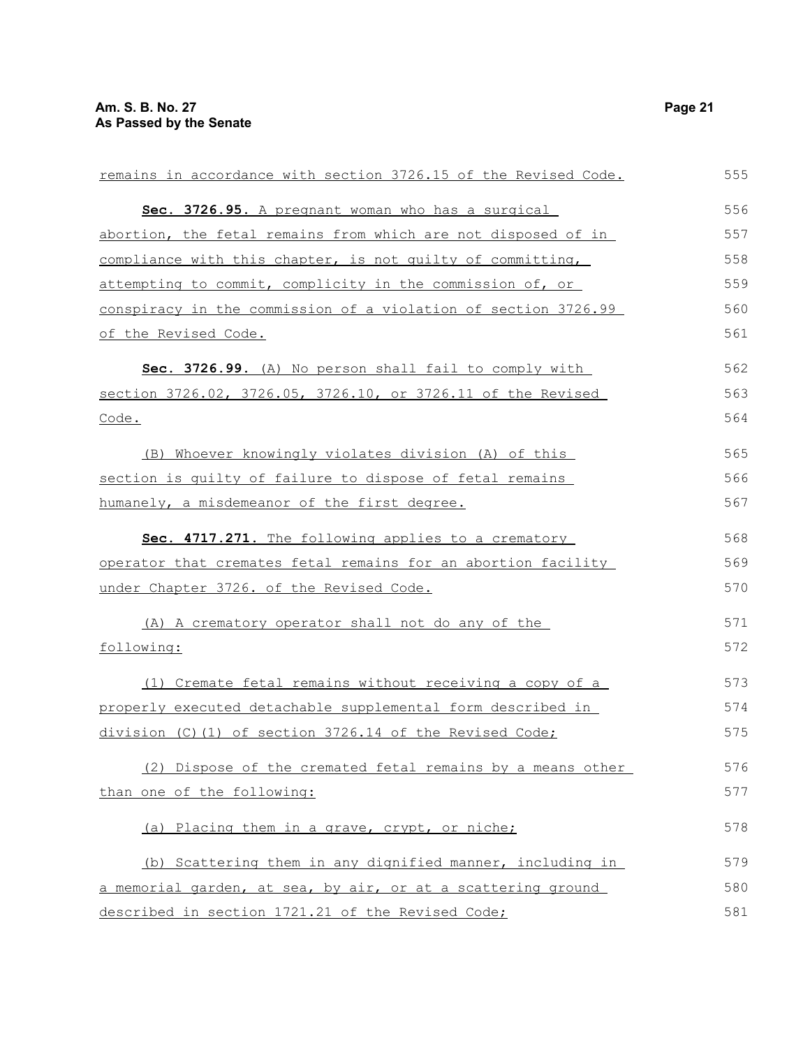remains in accordance with section 3726.15 of the Revised Code.

**Sec. 3726.95.** A pregnant woman who has a surgical abortion, the fetal remains from which are not disposed of in compliance with this chapter, is not guilty of committing, attempting to commit, complicity in the commission of, or conspiracy in the commission of a violation of section 3726.99 of the Revised Code.

**Sec. 3726.99.** (A) No person shall fail to comply with section 3726.02, 3726.05, 3726.10, or 3726.11 of the Revised Code.

(B) Whoever knowingly violates division (A) of this section is guilty of failure to dispose of fetal remains humanely, a misdemeanor of the first degree.

**Sec. 4717.271.** The following applies to a crematory operator that cremates fetal remains for an abortion facility under Chapter 3726. of the Revised Code.

(A) A crematory operator shall not do any of the following:

(1) Cremate fetal remains without receiving a copy of a properly executed detachable supplemental form described in division (C)(1) of section 3726.14 of the Revised Code;

(2) Dispose of the cremated fetal remains by a means other than one of the following:

(a) Placing them in a grave, crypt, or niche;

(b) Scattering them in any dignified manner, including in a memorial garden, at sea, by air, or at a scattering ground described in section 1721.21 of the Revised Code;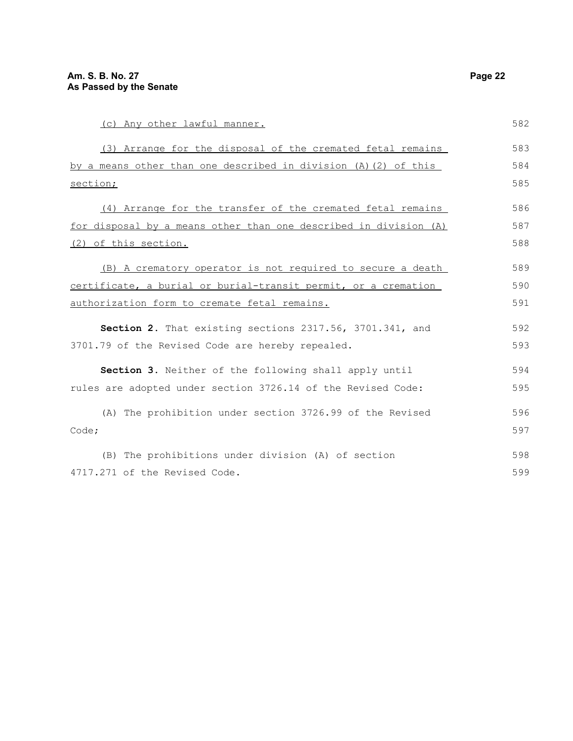(c) Any other lawful manner.

(3) Arrange for the disposal of the cremated fetal remains by a means other than one described in division (A)(2) of this section;

(4) Arrange for the transfer of the cremated fetal remains for disposal by a means other than one described in division (A)(2) of this section.

(B) A crematory operator is not required to secure a death certificate, a burial or burial-transit permit, or a cremation authorization form to cremate fetal remains.

**Section 2.** That existing sections 2317.56, 3701.341, and 3701.79 of the Revised Code are hereby repealed.

**Section 3.** Neither of the following shall apply until rules are adopted under section 3726.14 of the Revised Code:

(A) The prohibition under section 3726.99 of the Revised Code;

(B) The prohibitions under division (A) of section 4717.271 of the Revised Code.